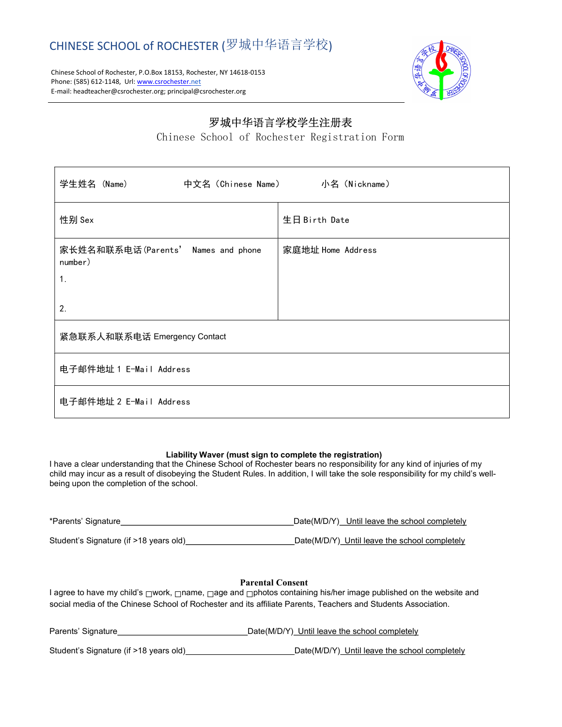# CHINESE SCHOOL of ROCHESTER (罗城中华语言学校)

Chinese School of Rochester, P.O.Box 18153, Rochester, NY 14618-0153
Phone: (585) 612-1148, Url: www.csrochester.net
E-mail: headteacher@csrochester.org; principal@csrochester.org

## 罗城中华语言学校学生注册表
## Chinese School of Rochester Registration Form

| 学生姓名 (Name)　　中文名（Chinese Name）　　小名（Nickname） | |
|---|---|
| 性别 Sex | 生日 Birth Date |
| 家长姓名和联系电话(Parents' Names and phone number)<br>1.<br><br>2. | 家庭地址 Home Address |
| 紧急联系人和联系电话 Emergency Contact | |
| 电子邮件地址 1 E-Mail Address | |
| 电子邮件地址 2 E-Mail Address | |

**Liability Waver (must sign to complete the registration)**

I have a clear understanding that the Chinese School of Rochester bears no responsibility for any kind of injuries of my child may incur as a result of disobeying the Student Rules. In addition, I will take the sole responsibility for my child's well-being upon the completion of the school.

*Parents' Signature______________________________________Date(M/D/Y)_Until leave the school completely

Student's Signature (if >18 years old)________________________Date(M/D/Y)_Until leave the school completely

**Parental Consent**

I agree to have my child's ☐work, ☐name, ☐age and ☐photos containing his/her image published on the website and social media of the Chinese School of Rochester and its affiliate Parents, Teachers and Students Association.

Parents' Signature____________________________Date(M/D/Y)_Until leave the school completely

Student's Signature (if >18 years old)________________________Date(M/D/Y)_Until leave the school completely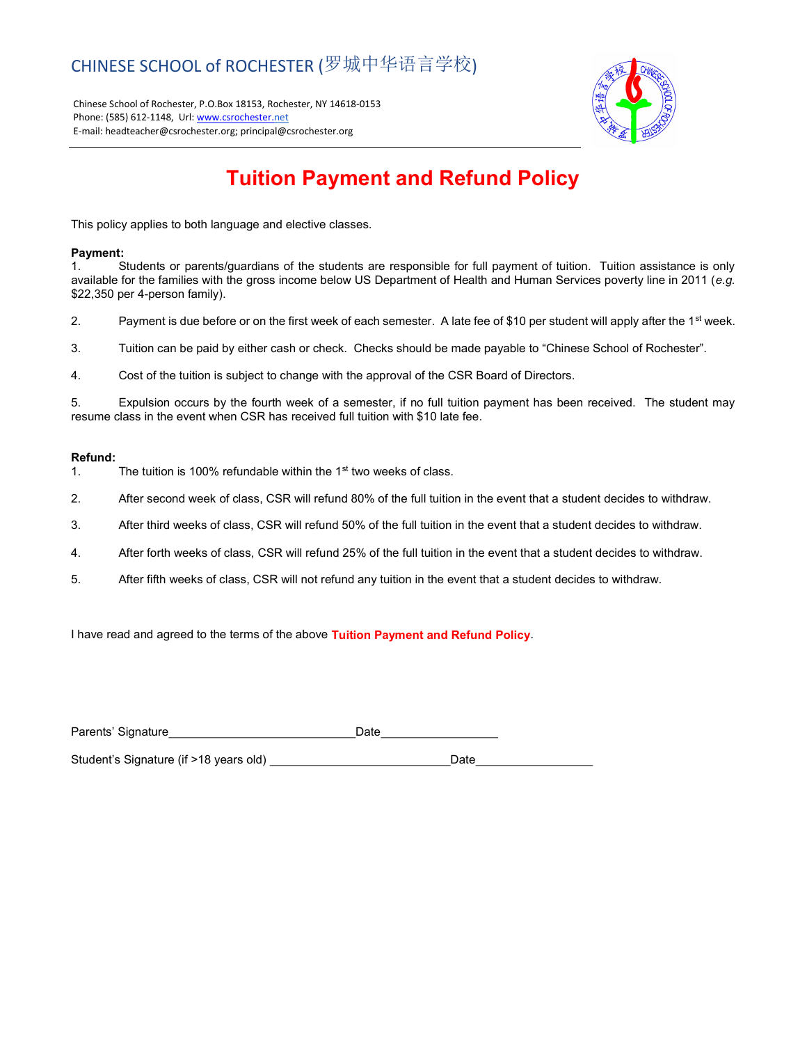# CHINESE SCHOOL of ROCHESTER (罗城中华语言学校)

Chinese School of Rochester, P.O.Box 18153, Rochester, NY 14618-0153
Phone: (585) 612-1148, Url: www.csrochester.net
E-mail: headteacher@csrochester.org; principal@csrochester.org

## Tuition Payment and Refund Policy

This policy applies to both language and elective classes.

**Payment:**

1. Students or parents/guardians of the students are responsible for full payment of tuition. Tuition assistance is only available for the families with the gross income below US Department of Health and Human Services poverty line in 2011 (*e.g.* $22,350 per 4-person family).

2. Payment is due before or on the first week of each semester. A late fee of $10 per student will apply after the 1st week.

3. Tuition can be paid by either cash or check. Checks should be made payable to "Chinese School of Rochester".

4. Cost of the tuition is subject to change with the approval of the CSR Board of Directors.

5. Expulsion occurs by the fourth week of a semester, if no full tuition payment has been received. The student may resume class in the event when CSR has received full tuition with $10 late fee.

**Refund:**

1. The tuition is 100% refundable within the 1st two weeks of class.

2. After second week of class, CSR will refund 80% of the full tuition in the event that a student decides to withdraw.

3. After third weeks of class, CSR will refund 50% of the full tuition in the event that a student decides to withdraw.

4. After forth weeks of class, CSR will refund 25% of the full tuition in the event that a student decides to withdraw.

5. After fifth weeks of class, CSR will not refund any tuition in the event that a student decides to withdraw.

I have read and agreed to the terms of the above **Tuition Payment and Refund Policy**.

Parents' Signature___________________________Date_________________

Student's Signature (if >18 years old) __________________________Date_________________